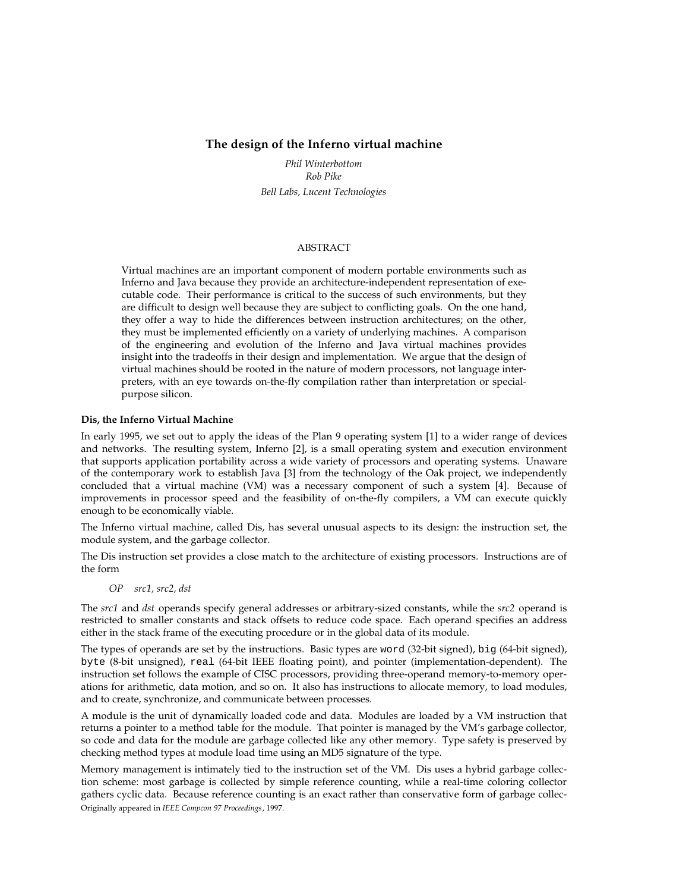# The design of the Inferno virtual machine

*Phil Winterbottom*
*Rob Pike*
*Bell Labs, Lucent Technologies*

## ABSTRACT

Virtual machines are an important component of modern portable environments such as Inferno and Java because they provide an architecture-independent representation of executable code. Their performance is critical to the success of such environments, but they are difficult to design well because they are subject to conflicting goals. On the one hand, they offer a way to hide the differences between instruction architectures; on the other, they must be implemented efficiently on a variety of underlying machines. A comparison of the engineering and evolution of the Inferno and Java virtual machines provides insight into the tradeoffs in their design and implementation. We argue that the design of virtual machines should be rooted in the nature of modern processors, not language interpreters, with an eye towards on-the-fly compilation rather than interpretation or special-purpose silicon.

### Dis, the Inferno Virtual Machine

In early 1995, we set out to apply the ideas of the Plan 9 operating system [1] to a wider range of devices and networks. The resulting system, Inferno [2], is a small operating system and execution environment that supports application portability across a wide variety of processors and operating systems. Unaware of the contemporary work to establish Java [3] from the technology of the Oak project, we independently concluded that a virtual machine (VM) was a necessary component of such a system [4]. Because of improvements in processor speed and the feasibility of on-the-fly compilers, a VM can execute quickly enough to be economically viable.

The Inferno virtual machine, called Dis, has several unusual aspects to its design: the instruction set, the module system, and the garbage collector.

The Dis instruction set provides a close match to the architecture of existing processors. Instructions are of the form

*OP src1, src2, dst*

The *src1* and *dst* operands specify general addresses or arbitrary-sized constants, while the *src2* operand is restricted to smaller constants and stack offsets to reduce code space. Each operand specifies an address either in the stack frame of the executing procedure or in the global data of its module.

The types of operands are set by the instructions. Basic types are `word` (32-bit signed), `big` (64-bit signed), `byte` (8-bit unsigned), `real` (64-bit IEEE floating point), and pointer (implementation-dependent). The instruction set follows the example of CISC processors, providing three-operand memory-to-memory operations for arithmetic, data motion, and so on. It also has instructions to allocate memory, to load modules, and to create, synchronize, and communicate between processes.

A module is the unit of dynamically loaded code and data. Modules are loaded by a VM instruction that returns a pointer to a method table for the module. That pointer is managed by the VM's garbage collector, so code and data for the module are garbage collected like any other memory. Type safety is preserved by checking method types at module load time using an MD5 signature of the type.

Memory management is intimately tied to the instruction set of the VM. Dis uses a hybrid garbage collection scheme: most garbage is collected by simple reference counting, while a real-time coloring collector gathers cyclic data. Because reference counting is an exact rather than conservative form of garbage collec-

Originally appeared in *IEEE Compcon 97 Proceedings*, 1997.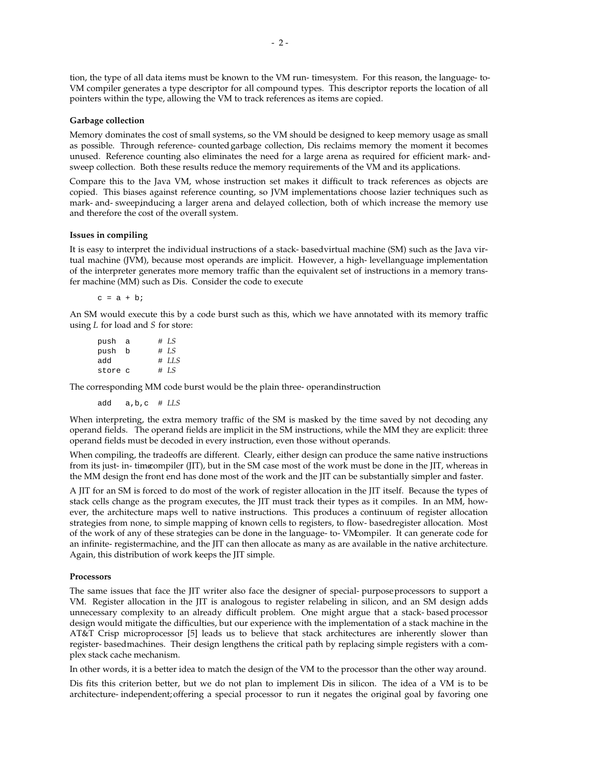tion, the type of all data items must be known to the VM run-time system. For this reason, the language-to-VM compiler generates a type descriptor for all compound types. This descriptor reports the location of all pointers within the type, allowing the VM to track references as items are copied.

**Garbage collection**

Memory dominates the cost of small systems, so the VM should be designed to keep memory usage as small as possible. Through reference-counted garbage collection, Dis reclaims memory the moment it becomes unused. Reference counting also eliminates the need for a large arena as required for efficient mark-and-sweep collection. Both these results reduce the memory requirements of the VM and its applications.

Compare this to the Java VM, whose instruction set makes it difficult to track references as objects are copied. This biases against reference counting, so JVM implementations choose lazier techniques such as mark-and-sweep, inducing a larger arena and delayed collection, both of which increase the memory use and therefore the cost of the overall system.

**Issues in compiling**

It is easy to interpret the individual instructions of a stack-based virtual machine (SM) such as the Java virtual machine (JVM), because most operands are implicit. However, a high-level language implementation of the interpreter generates more memory traffic than the equivalent set of instructions in a memory transfer machine (MM) such as Dis. Consider the code to execute

```
c = a + b;
```

An SM would execute this by a code burst such as this, which we have annotated with its memory traffic using *L* for load and *S* for store:

```
push  a      # LS
push  b      # LS
add          # LLS
store c      # LS
```

The corresponding MM code burst would be the plain three-operand instruction

```
add   a,b,c  # LLS
```

When interpreting, the extra memory traffic of the SM is masked by the time saved by not decoding any operand fields. The operand fields are implicit in the SM instructions, while the MM they are explicit: three operand fields must be decoded in every instruction, even those without operands.

When compiling, the tradeoffs are different. Clearly, either design can produce the same native instructions from its just-in-time compiler (JIT), but in the SM case most of the work must be done in the JIT, whereas in the MM design the front end has done most of the work and the JIT can be substantially simpler and faster.

A JIT for an SM is forced to do most of the work of register allocation in the JIT itself. Because the types of stack cells change as the program executes, the JIT must track their types as it compiles. In an MM, however, the architecture maps well to native instructions. This produces a continuum of register allocation strategies from none, to simple mapping of known cells to registers, to flow-based register allocation. Most of the work of any of these strategies can be done in the language-to-VM compiler. It can generate code for an infinite-register machine, and the JIT can then allocate as many as are available in the native architecture. Again, this distribution of work keeps the JIT simple.

**Processors**

The same issues that face the JIT writer also face the designer of special-purpose processors to support a VM. Register allocation in the JIT is analogous to register relabeling in silicon, and an SM design adds unnecessary complexity to an already difficult problem. One might argue that a stack-based processor design would mitigate the difficulties, but our experience with the implementation of a stack machine in the AT&T Crisp microprocessor [5] leads us to believe that stack architectures are inherently slower than register-based machines. Their design lengthens the critical path by replacing simple registers with a complex stack cache mechanism.

In other words, it is a better idea to match the design of the VM to the processor than the other way around.

Dis fits this criterion better, but we do not plan to implement Dis in silicon. The idea of a VM is to be architecture-independent; offering a special processor to run it negates the original goal by favoring one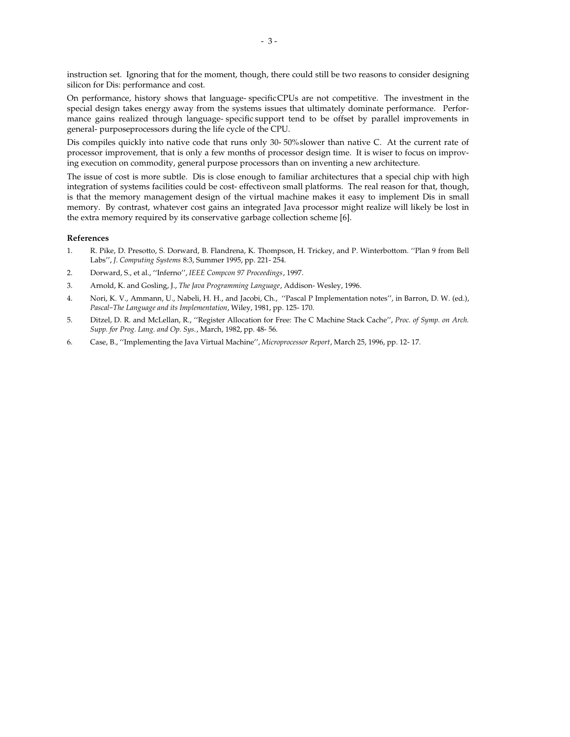instruction set. Ignoring that for the moment, though, there could still be two reasons to consider designing silicon for Dis: performance and cost.

On performance, history shows that language-specific CPUs are not competitive. The investment in the special design takes energy away from the systems issues that ultimately dominate performance. Performance gains realized through language-specific support tend to be offset by parallel improvements in general-purpose processors during the life cycle of the CPU.

Dis compiles quickly into native code that runs only 30-50% slower than native C. At the current rate of processor improvement, that is only a few months of processor design time. It is wiser to focus on improving execution on commodity, general purpose processors than on inventing a new architecture.

The issue of cost is more subtle. Dis is close enough to familiar architectures that a special chip with high integration of systems facilities could be cost-effective on small platforms. The real reason for that, though, is that the memory management design of the virtual machine makes it easy to implement Dis in small memory. By contrast, whatever cost gains an integrated Java processor might realize will likely be lost in the extra memory required by its conservative garbage collection scheme [6].

**References**

1. R. Pike, D. Presotto, S. Dorward, B. Flandrena, K. Thompson, H. Trickey, and P. Winterbottom. ''Plan 9 from Bell Labs'', *J. Computing Systems* 8:3, Summer 1995, pp. 221-254.
2. Dorward, S., et al., ''Inferno'', *IEEE Compcon 97 Proceedings*, 1997.
3. Arnold, K. and Gosling, J., *The Java Programming Language*, Addison-Wesley, 1996.
4. Nori, K. V., Ammann, U., Nabeli, H. H., and Jacobi, Ch., ''Pascal P Implementation notes'', in Barron, D. W. (ed.), *Pascal−The Language and its Implementation*, Wiley, 1981, pp. 125-170.
5. Ditzel, D. R. and McLellan, R., ''Register Allocation for Free: The C Machine Stack Cache'', *Proc. of Symp. on Arch. Supp. for Prog. Lang. and Op. Sys.*, March, 1982, pp. 48-56.
6. Case, B., ''Implementing the Java Virtual Machine'', *Microprocessor Report*, March 25, 1996, pp. 12-17.